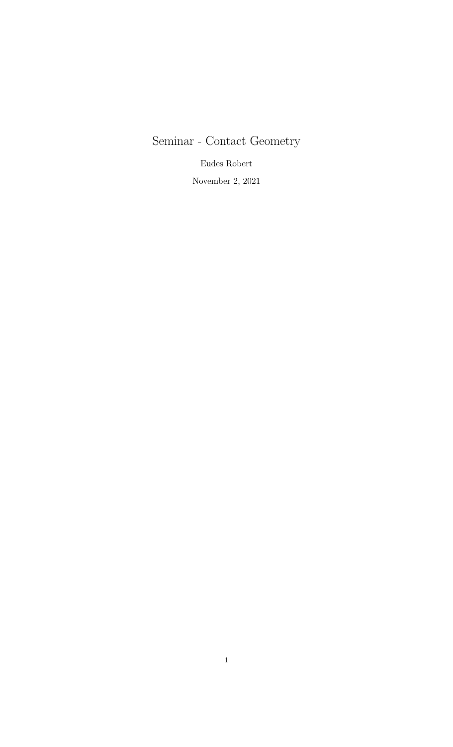# Seminar - Contact Geometry

Eudes Robert

November 2, 2021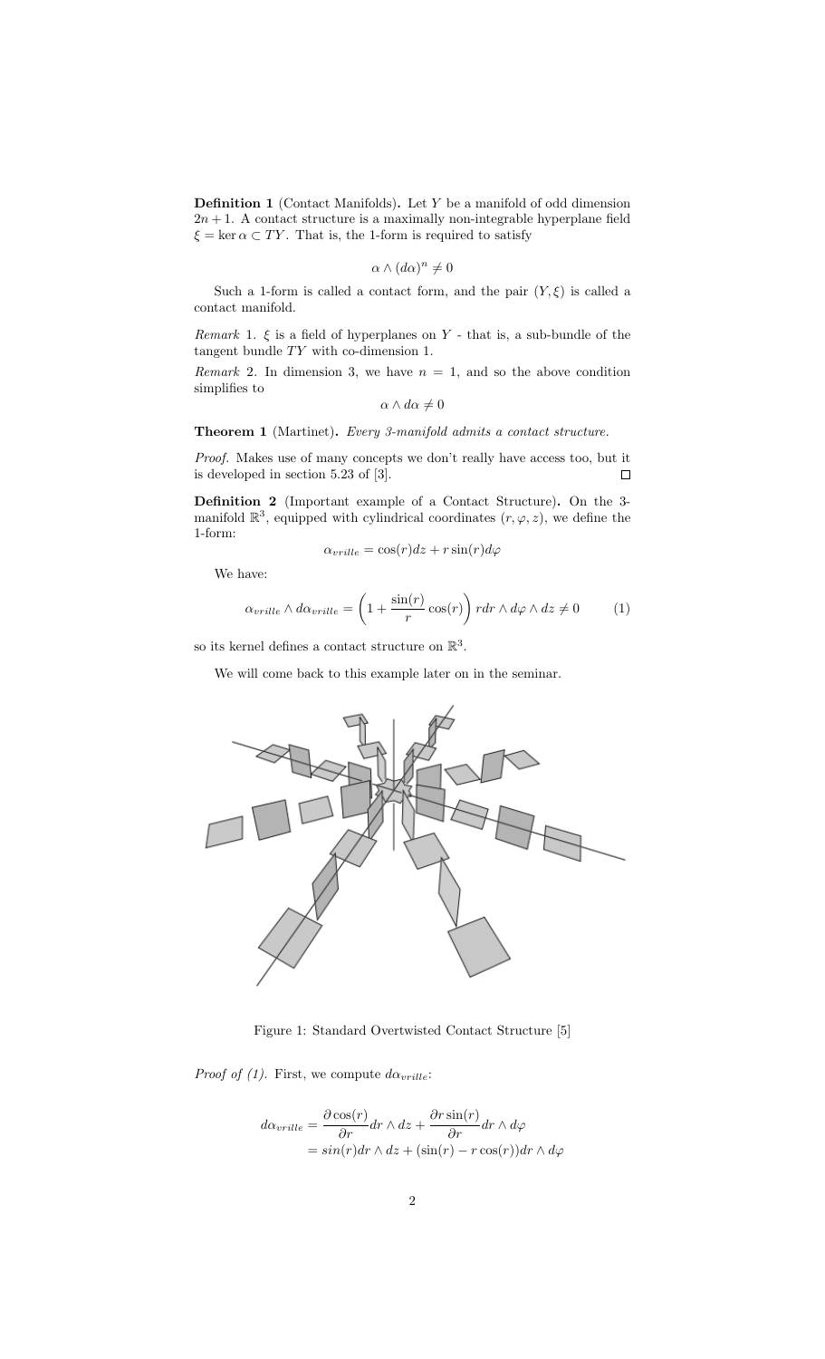**Definition 1** (Contact Manifolds)**.** Let $Y$ be a manifold of odd dimension $2n+1$. A contact structure is a maximally non-integrable hyperplane field $\xi = \ker \alpha \subset TY$. That is, the 1-form is required to satisfy

$$\alpha \wedge (d\alpha)^n \neq 0$$

Such a 1-form is called a contact form, and the pair $(Y, \xi)$ is called a contact manifold.

*Remark* 1. $\xi$ is a field of hyperplanes on $Y$ - that is, a sub-bundle of the tangent bundle $TY$ with co-dimension 1.

*Remark* 2. In dimension 3, we have $n = 1$, and so the above condition simplifies to

$$\alpha \wedge d\alpha \neq 0$$

**Theorem 1** (Martinet)**.** *Every 3-manifold admits a contact structure.*

*Proof.* Makes use of many concepts we don't really have access too, but it is developed in section 5.23 of [3]. ◻

**Definition 2** (Important example of a Contact Structure)**.** On the 3-manifold $\mathbb{R}^3$, equipped with cylindrical coordinates $(r, \varphi, z)$, we define the 1-form:

$$\alpha_{vrille} = \cos(r)dz + r\sin(r)d\varphi$$

We have:

$$\alpha_{vrille} \wedge d\alpha_{vrille} = \left(1 + \frac{\sin(r)}{r}\cos(r)\right) rdr \wedge d\varphi \wedge dz \neq 0 \qquad (1)$$

so its kernel defines a contact structure on $\mathbb{R}^3$.

We will come back to this example later on in the seminar.

Figure 1: Standard Overtwisted Contact Structure [5]

*Proof of (1).* First, we compute $d\alpha_{vrille}$:

$$\begin{aligned}
d\alpha_{vrille} &= \frac{\partial \cos(r)}{\partial r} dr \wedge dz + \frac{\partial r\sin(r)}{\partial r} dr \wedge d\varphi \\
&= sin(r)dr \wedge dz + (\sin(r) - r\cos(r))dr \wedge d\varphi
\end{aligned}$$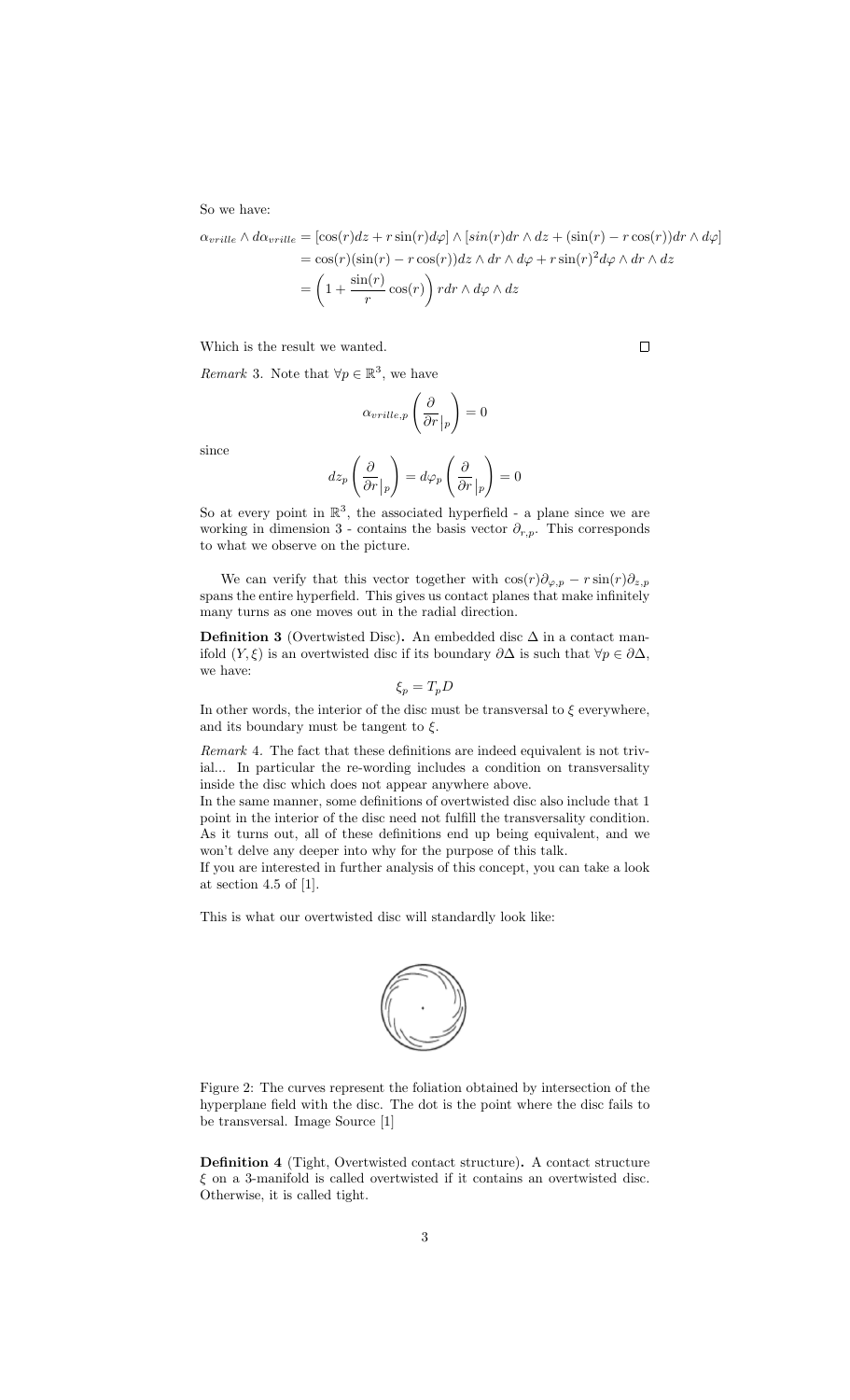So we have:

$$
\begin{aligned}
\alpha_{vrille} \wedge d\alpha_{vrille} &= [\cos(r)dz + r\sin(r)d\varphi] \wedge [sin(r)dr \wedge dz + (\sin(r) - r\cos(r))dr \wedge d\varphi] \\
&= \cos(r)(\sin(r) - r\cos(r))dz \wedge dr \wedge d\varphi + r\sin(r)^2 d\varphi \wedge dr \wedge dz \\
&= \left(1 + \frac{\sin(r)}{r}\cos(r)\right) r dr \wedge d\varphi \wedge dz
\end{aligned}
$$

Which is the result we wanted. □

*Remark* 3. Note that $\forall p \in \mathbb{R}^3$, we have

$$
\alpha_{vrille,p}\left(\frac{\partial}{\partial r}\Big|_p\right) = 0
$$

since

$$
dz_p\left(\frac{\partial}{\partial r}\Big|_p\right) = d\varphi_p\left(\frac{\partial}{\partial r}\Big|_p\right) = 0
$$

So at every point in $\mathbb{R}^3$, the associated hyperfield - a plane since we are working in dimension 3 - contains the basis vector $\partial_{r,p}$. This corresponds to what we observe on the picture.

We can verify that this vector together with $\cos(r)\partial_{\varphi,p} - r\sin(r)\partial_{z,p}$ spans the entire hyperfield. This gives us contact planes that make infinitely many turns as one moves out in the radial direction.

**Definition 3** (Overtwisted Disc)**.** An embedded disc $\Delta$ in a contact manifold $(Y, \xi)$ is an overtwisted disc if its boundary $\partial\Delta$ is such that $\forall p \in \partial\Delta$, we have:

$$
\xi_p = T_p D
$$

In other words, the interior of the disc must be transversal to $\xi$ everywhere, and its boundary must be tangent to $\xi$.

*Remark* 4. The fact that these definitions are indeed equivalent is not trivial... In particular the re-wording includes a condition on transversality inside the disc which does not appear anywhere above.
In the same manner, some definitions of overtwisted disc also include that 1 point in the interior of the disc need not fulfill the transversality condition. As it turns out, all of these definitions end up being equivalent, and we won't delve any deeper into why for the purpose of this talk.
If you are interested in further analysis of this concept, you can take a look at section 4.5 of [1].

This is what our overtwisted disc will standardly look like:

Figure 2: The curves represent the foliation obtained by intersection of the hyperplane field with the disc. The dot is the point where the disc fails to be transversal. Image Source [1]

**Definition 4** (Tight, Overtwisted contact structure)**.** A contact structure $\xi$ on a 3-manifold is called overtwisted if it contains an overtwisted disc. Otherwise, it is called tight.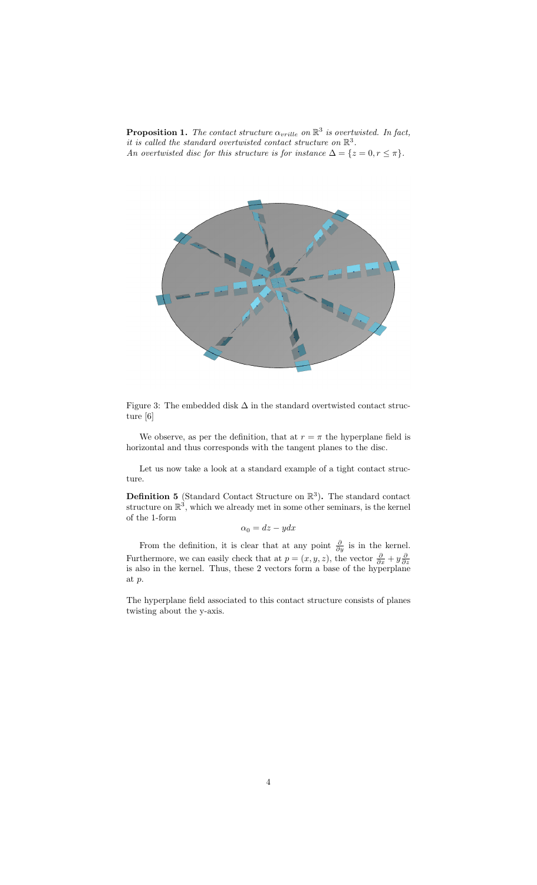**Proposition 1.** *The contact structure $\alpha_{vrille}$ on $\mathbb{R}^3$ is overtwisted. In fact, it is called the standard overtwisted contact structure on $\mathbb{R}^3$. An overtwisted disc for this structure is for instance $\Delta = \{z = 0, r \leq \pi\}$.*

Figure 3: The embedded disk $\Delta$ in the standard overtwisted contact structure [6]

We observe, as per the definition, that at $r = \pi$ the hyperplane field is horizontal and thus corresponds with the tangent planes to the disc.

Let us now take a look at a standard example of a tight contact structure.

**Definition 5** (Standard Contact Structure on $\mathbb{R}^3$)**.** The standard contact structure on $\mathbb{R}^3$, which we already met in some other seminars, is the kernel of the 1-form

$$\alpha_0 = dz - ydx$$

From the definition, it is clear that at any point $\frac{\partial}{\partial y}$ is in the kernel. Furthermore, we can easily check that at $p = (x, y, z)$, the vector $\frac{\partial}{\partial x} + y\frac{\partial}{\partial z}$ is also in the kernel. Thus, these 2 vectors form a base of the hyperplane at $p$.

The hyperplane field associated to this contact structure consists of planes twisting about the y-axis.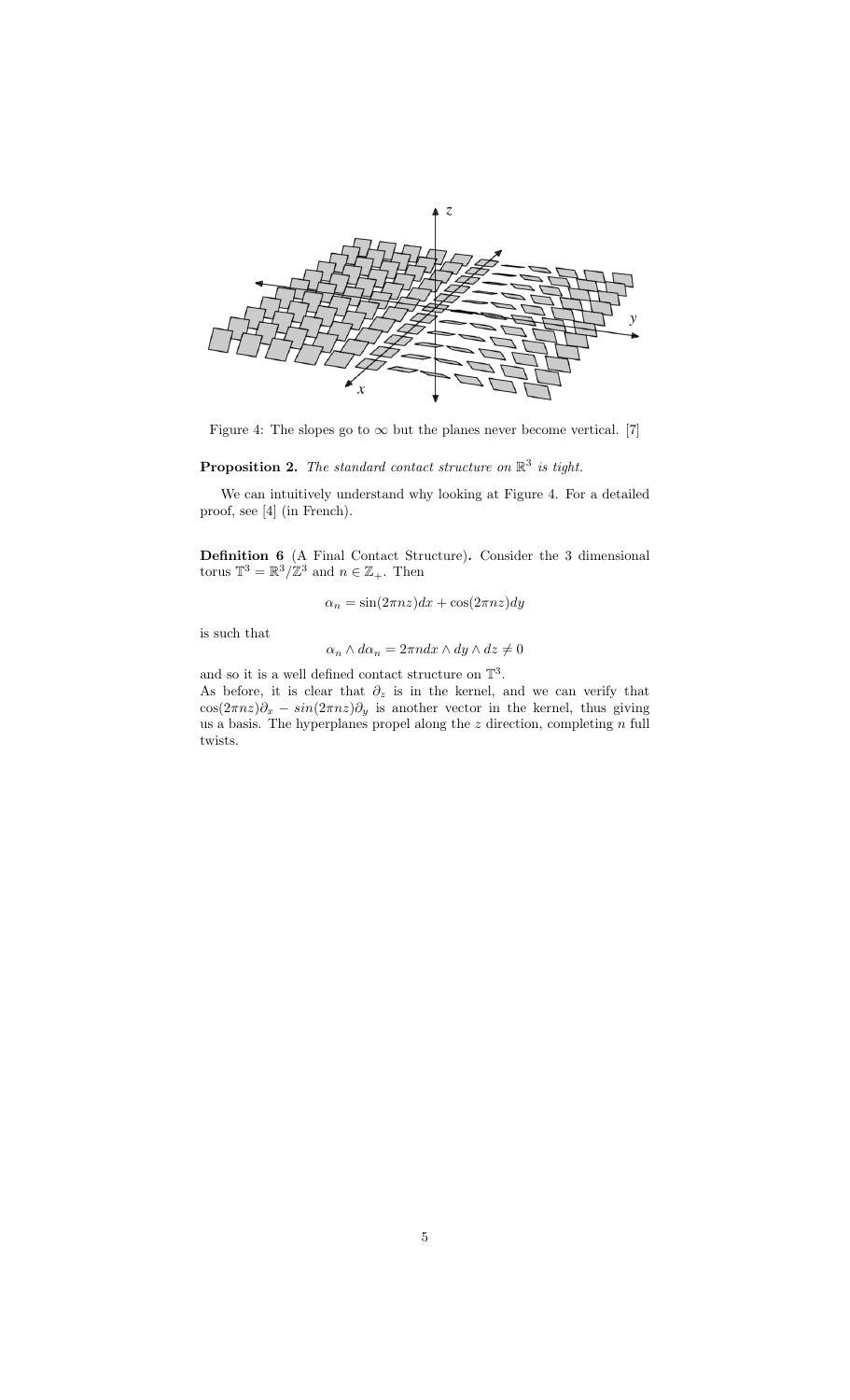Figure 4: The slopes go to $\infty$ but the planes never become vertical. [7]

**Proposition 2.** *The standard contact structure on $\mathbb{R}^3$ is tight.*

We can intuitively understand why looking at Figure 4. For a detailed proof, see [4] (in French).

**Definition 6** (A Final Contact Structure)**.** Consider the 3 dimensional torus $\mathbb{T}^3 = \mathbb{R}^3/\mathbb{Z}^3$ and $n \in \mathbb{Z}_+$. Then

$$\alpha_n = \sin(2\pi nz)dx + \cos(2\pi nz)dy$$

is such that

$$\alpha_n \wedge d\alpha_n = 2\pi n dx \wedge dy \wedge dz \neq 0$$

and so it is a well defined contact structure on $\mathbb{T}^3$.
As before, it is clear that $\partial_z$ is in the kernel, and we can verify that $\cos(2\pi nz)\partial_x - sin(2\pi nz)\partial_y$ is another vector in the kernel, thus giving us a basis. The hyperplanes propel along the $z$ direction, completing $n$ full twists.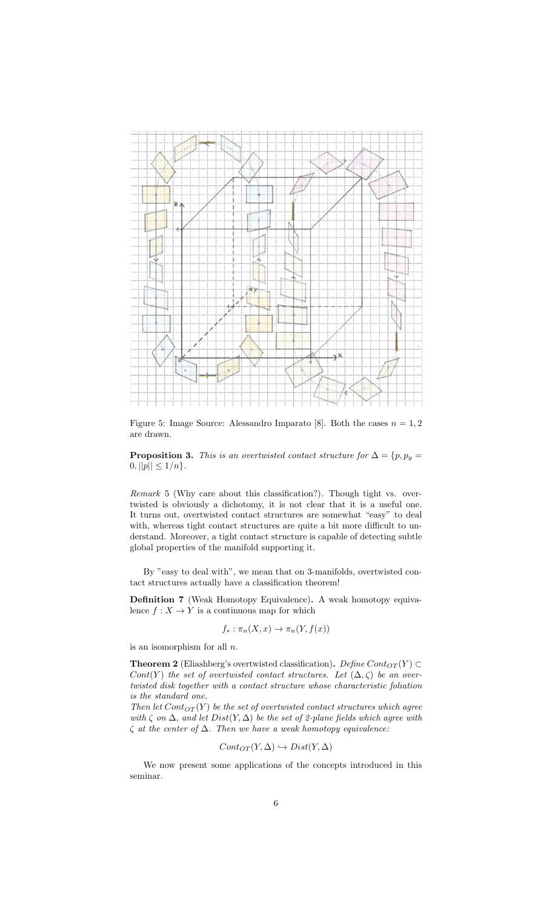Figure 5: Image Source: Alessandro Imparato [8]. Both the cases $n = 1, 2$ are drawn.

**Proposition 3.** *This is an overtwisted contact structure for $\Delta = \{p, p_y = 0, ||p|| \leq 1/n\}$.*

*Remark* 5 (Why care about this classification?). Though tight vs. overtwisted is obviously a dichotomy, it is not clear that it is a useful one. It turns out, overtwisted contact structures are somewhat "easy" to deal with, whereas tight contact structures are quite a bit more difficult to understand. Moreover, a tight contact structure is capable of detecting subtle global properties of the manifold supporting it.

By "easy to deal with", we mean that on 3-manifolds, overtwisted contact structures actually have a classification theorem!

**Definition 7** (Weak Homotopy Equivalence)**.** A weak homotopy equivalence $f : X \to Y$ is a continuous map for which

$$f_* : \pi_n(X, x) \to \pi_n(Y, f(x))$$

is an isomorphism for all $n$.

**Theorem 2** (Eliashberg's overtwisted classification)**.** *Define $Cont_{OT}(Y) \subset Cont(Y)$ the set of overtwisted contact structures. Let $(\Delta, \zeta)$ be an overtwisted disk together with a contact structure whose characteristic foliation is the standard one.*
*Then let $Cont_{OT}(Y)$ be the set of overtwisted contact structures which agree with $\zeta$ on $\Delta$, and let $Dist(Y, \Delta)$ be the set of 2-plane fields which agree with $\zeta$ at the center of $\Delta$. Then we have a weak homotopy equivalence:*

$$Cont_{OT}(Y, \Delta) \hookrightarrow Dist(Y, \Delta)$$

We now present some applications of the concepts introduced in this seminar.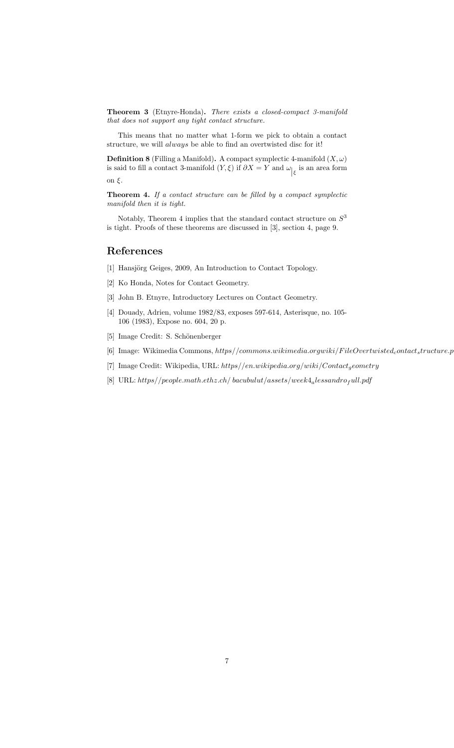**Theorem 3** (Etnyre-Honda). *There exists a closed-compact 3-manifold that does not support any tight contact structure.*

This means that no matter what 1-form we pick to obtain a contact structure, we will *always* be able to find an overtwisted disc for it!

**Definition 8** (Filling a Manifold). A compact symplectic 4-manifold $(X, \omega)$ is said to fill a contact 3-manifold $(Y, \xi)$ if $\partial X = Y$ and $\omega_{|_\xi}$ is an area form on $\xi$.

**Theorem 4.** *If a contact structure can be filled by a compact symplectic manifold then it is tight.*

Notably, Theorem 4 implies that the standard contact structure on $S^3$ is tight. Proofs of these theorems are discussed in [3], section 4, page 9.

## References

[1] Hansjörg Geiges, 2009, An Introduction to Contact Topology.

[2] Ko Honda, Notes for Contact Geometry.

[3] John B. Etnyre, Introductory Lectures on Contact Geometry.

[4] Douady, Adrien, volume 1982/83, exposes 597-614, Asterisque, no. 105-106 (1983), Expose no. 604, 20 p.

[5] Image Credit: S. Schönenberger

[6] Image: Wikimedia Commons, *https//commons.wikimedia.orgwiki/FileOvertwisted$_c$ontact$_s$tructure.p*

[7] Image Credit: Wikipedia, URL: *https//en.wikipedia.org/wiki/Contact$_g$eometry*

[8] URL: *https//people.math.ethz.ch/ bacubulut/assets/week4$_a$lessandro$_f$ull.pdf*